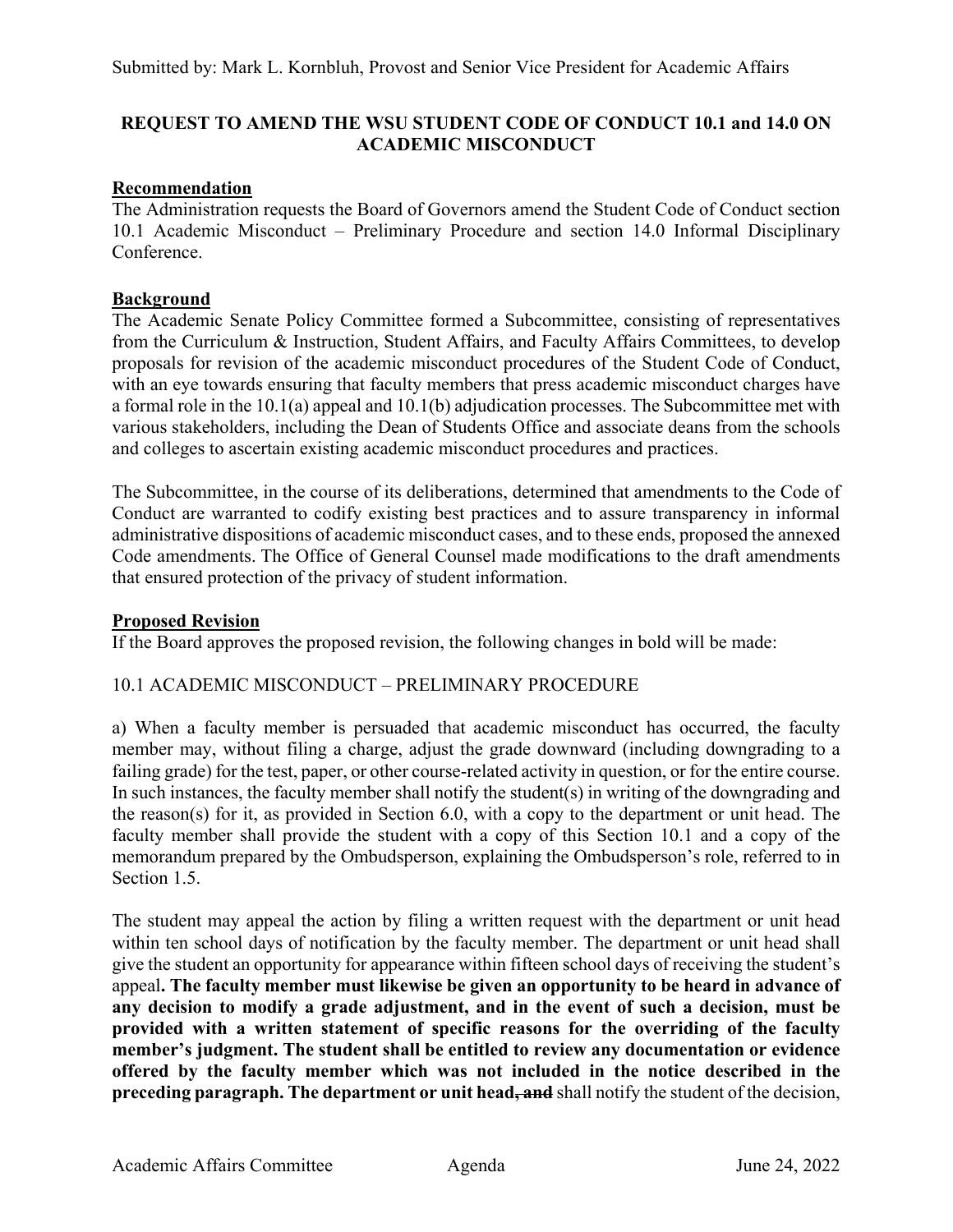Submitted by: Mark L. Kornbluh, Provost and Senior Vice President for Academic Affairs

**REQUEST TO AMEND THE WSU STUDENT CODE OF CONDUCT 10.1 and 14.0 ON ACADEMIC MISCONDUCT**

**Recommendation**

The Administration requests the Board of Governors amend the Student Code of Conduct section 10.1 Academic Misconduct – Preliminary Procedure and section 14.0 Informal Disciplinary Conference.

**Background**

The Academic Senate Policy Committee formed a Subcommittee, consisting of representatives from the Curriculum & Instruction, Student Affairs, and Faculty Affairs Committees, to develop proposals for revision of the academic misconduct procedures of the Student Code of Conduct, with an eye towards ensuring that faculty members that press academic misconduct charges have a formal role in the 10.1(a) appeal and 10.1(b) adjudication processes. The Subcommittee met with various stakeholders, including the Dean of Students Office and associate deans from the schools and colleges to ascertain existing academic misconduct procedures and practices.

The Subcommittee, in the course of its deliberations, determined that amendments to the Code of Conduct are warranted to codify existing best practices and to assure transparency in informal administrative dispositions of academic misconduct cases, and to these ends, proposed the annexed Code amendments. The Office of General Counsel made modifications to the draft amendments that ensured protection of the privacy of student information.

**Proposed Revision**

If the Board approves the proposed revision, the following changes in bold will be made:

10.1 ACADEMIC MISCONDUCT – PRELIMINARY PROCEDURE

a) When a faculty member is persuaded that academic misconduct has occurred, the faculty member may, without filing a charge, adjust the grade downward (including downgrading to a failing grade) for the test, paper, or other course-related activity in question, or for the entire course. In such instances, the faculty member shall notify the student(s) in writing of the downgrading and the reason(s) for it, as provided in Section 6.0, with a copy to the department or unit head. The faculty member shall provide the student with a copy of this Section 10.1 and a copy of the memorandum prepared by the Ombudsperson, explaining the Ombudsperson's role, referred to in Section 1.5.

The student may appeal the action by filing a written request with the department or unit head within ten school days of notification by the faculty member. The department or unit head shall give the student an opportunity for appearance within fifteen school days of receiving the student's appeal**. The faculty member must likewise be given an opportunity to be heard in advance of any decision to modify a grade adjustment, and in the event of such a decision, must be provided with a written statement of specific reasons for the overriding of the faculty member's judgment. The student shall be entitled to review any documentation or evidence offered by the faculty member which was not included in the notice described in the preceding paragraph. The department or unit head**~~**, and**~~ shall notify the student of the decision,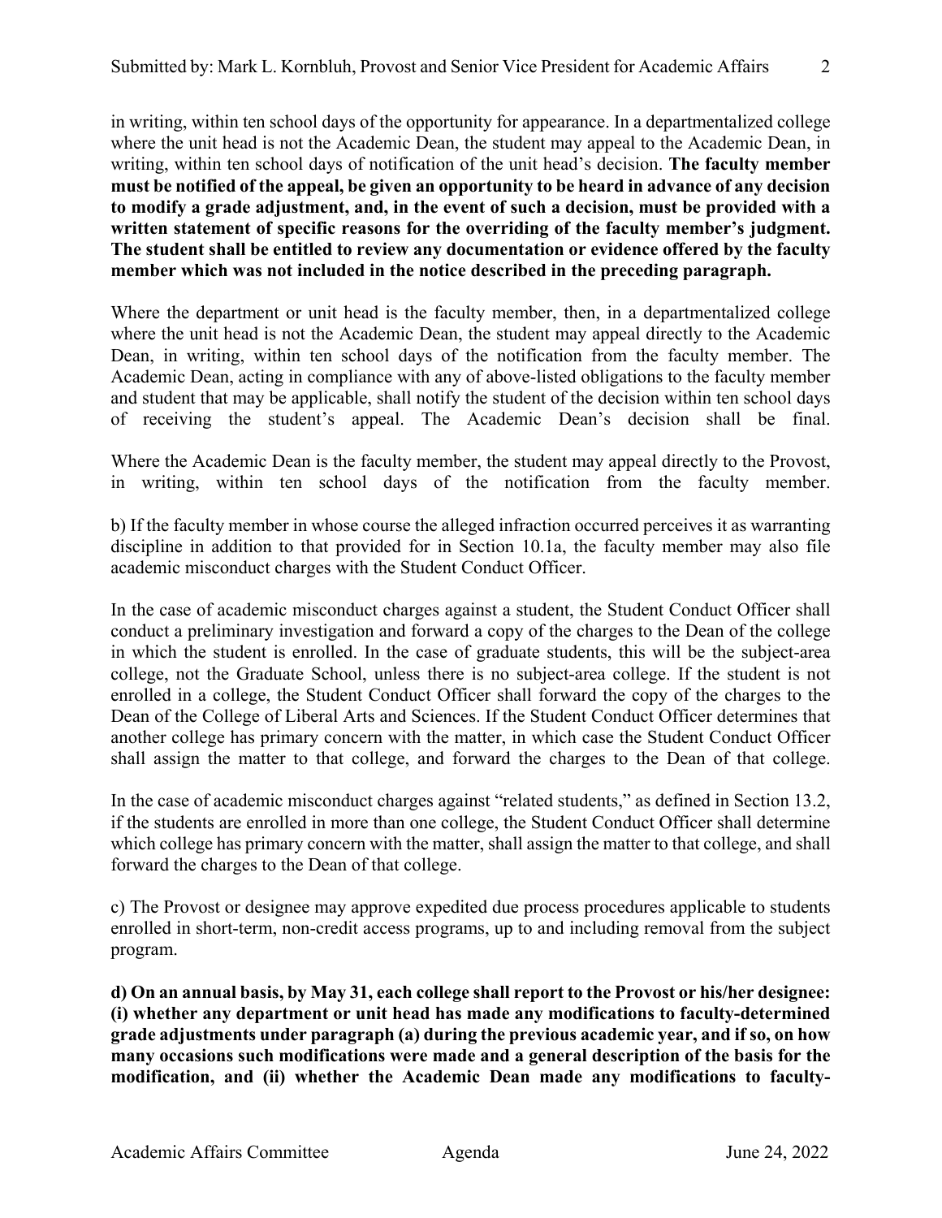in writing, within ten school days of the opportunity for appearance. In a departmentalized college where the unit head is not the Academic Dean, the student may appeal to the Academic Dean, in writing, within ten school days of notification of the unit head's decision. **The faculty member must be notified of the appeal, be given an opportunity to be heard in advance of any decision to modify a grade adjustment, and, in the event of such a decision, must be provided with a written statement of specific reasons for the overriding of the faculty member's judgment. The student shall be entitled to review any documentation or evidence offered by the faculty member which was not included in the notice described in the preceding paragraph.**

Where the department or unit head is the faculty member, then, in a departmentalized college where the unit head is not the Academic Dean, the student may appeal directly to the Academic Dean, in writing, within ten school days of the notification from the faculty member. The Academic Dean, acting in compliance with any of above-listed obligations to the faculty member and student that may be applicable, shall notify the student of the decision within ten school days of receiving the student's appeal. The Academic Dean's decision shall be final.

Where the Academic Dean is the faculty member, the student may appeal directly to the Provost, in writing, within ten school days of the notification from the faculty member.

b) If the faculty member in whose course the alleged infraction occurred perceives it as warranting discipline in addition to that provided for in Section 10.1a, the faculty member may also file academic misconduct charges with the Student Conduct Officer.

In the case of academic misconduct charges against a student, the Student Conduct Officer shall conduct a preliminary investigation and forward a copy of the charges to the Dean of the college in which the student is enrolled. In the case of graduate students, this will be the subject-area college, not the Graduate School, unless there is no subject-area college. If the student is not enrolled in a college, the Student Conduct Officer shall forward the copy of the charges to the Dean of the College of Liberal Arts and Sciences. If the Student Conduct Officer determines that another college has primary concern with the matter, in which case the Student Conduct Officer shall assign the matter to that college, and forward the charges to the Dean of that college.

In the case of academic misconduct charges against "related students," as defined in Section 13.2, if the students are enrolled in more than one college, the Student Conduct Officer shall determine which college has primary concern with the matter, shall assign the matter to that college, and shall forward the charges to the Dean of that college.

c) The Provost or designee may approve expedited due process procedures applicable to students enrolled in short-term, non-credit access programs, up to and including removal from the subject program.

**d) On an annual basis, by May 31, each college shall report to the Provost or his/her designee: (i) whether any department or unit head has made any modifications to faculty-determined grade adjustments under paragraph (a) during the previous academic year, and if so, on how many occasions such modifications were made and a general description of the basis for the modification, and (ii) whether the Academic Dean made any modifications to faculty-**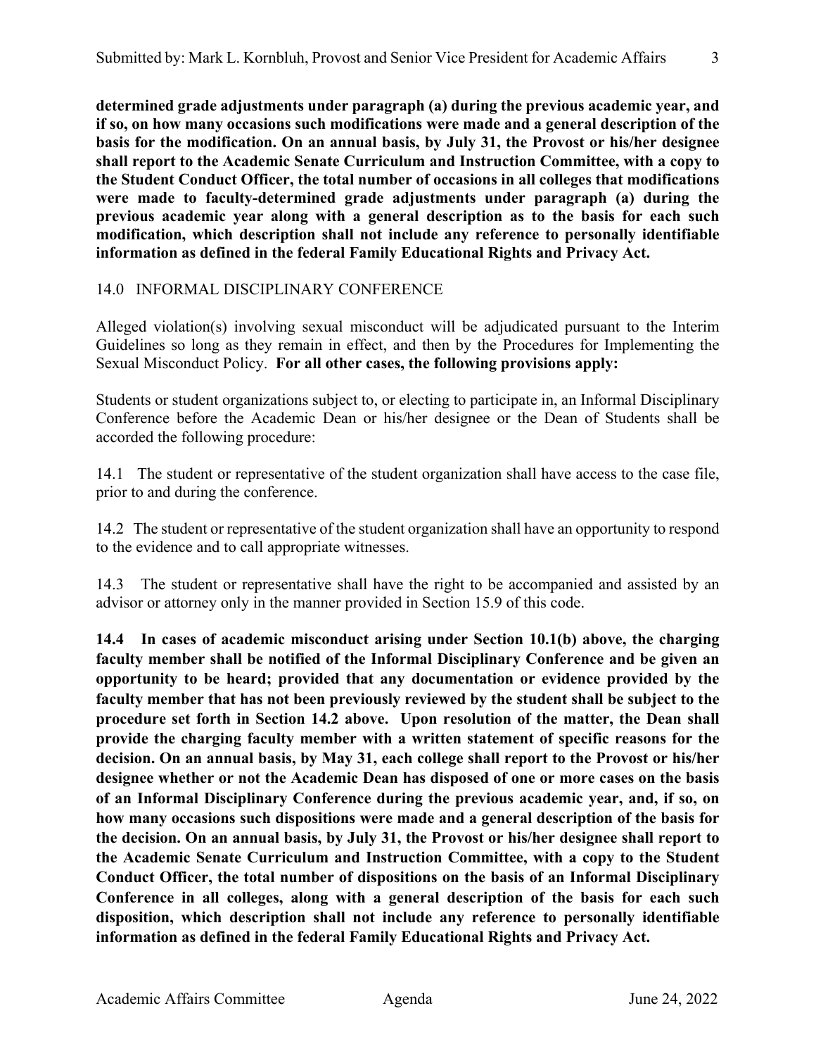**determined grade adjustments under paragraph (a) during the previous academic year, and if so, on how many occasions such modifications were made and a general description of the basis for the modification. On an annual basis, by July 31, the Provost or his/her designee shall report to the Academic Senate Curriculum and Instruction Committee, with a copy to the Student Conduct Officer, the total number of occasions in all colleges that modifications were made to faculty-determined grade adjustments under paragraph (a) during the previous academic year along with a general description as to the basis for each such modification, which description shall not include any reference to personally identifiable information as defined in the federal Family Educational Rights and Privacy Act.**

## 14.0 INFORMAL DISCIPLINARY CONFERENCE

Alleged violation(s) involving sexual misconduct will be adjudicated pursuant to the Interim Guidelines so long as they remain in effect, and then by the Procedures for Implementing the Sexual Misconduct Policy. **For all other cases, the following provisions apply:**

Students or student organizations subject to, or electing to participate in, an Informal Disciplinary Conference before the Academic Dean or his/her designee or the Dean of Students shall be accorded the following procedure:

14.1 The student or representative of the student organization shall have access to the case file, prior to and during the conference.

14.2 The student or representative of the student organization shall have an opportunity to respond to the evidence and to call appropriate witnesses.

14.3 The student or representative shall have the right to be accompanied and assisted by an advisor or attorney only in the manner provided in Section 15.9 of this code.

**14.4 In cases of academic misconduct arising under Section 10.1(b) above, the charging faculty member shall be notified of the Informal Disciplinary Conference and be given an opportunity to be heard; provided that any documentation or evidence provided by the faculty member that has not been previously reviewed by the student shall be subject to the procedure set forth in Section 14.2 above. Upon resolution of the matter, the Dean shall provide the charging faculty member with a written statement of specific reasons for the decision. On an annual basis, by May 31, each college shall report to the Provost or his/her designee whether or not the Academic Dean has disposed of one or more cases on the basis of an Informal Disciplinary Conference during the previous academic year, and, if so, on how many occasions such dispositions were made and a general description of the basis for the decision. On an annual basis, by July 31, the Provost or his/her designee shall report to the Academic Senate Curriculum and Instruction Committee, with a copy to the Student Conduct Officer, the total number of dispositions on the basis of an Informal Disciplinary Conference in all colleges, along with a general description of the basis for each such disposition, which description shall not include any reference to personally identifiable information as defined in the federal Family Educational Rights and Privacy Act.**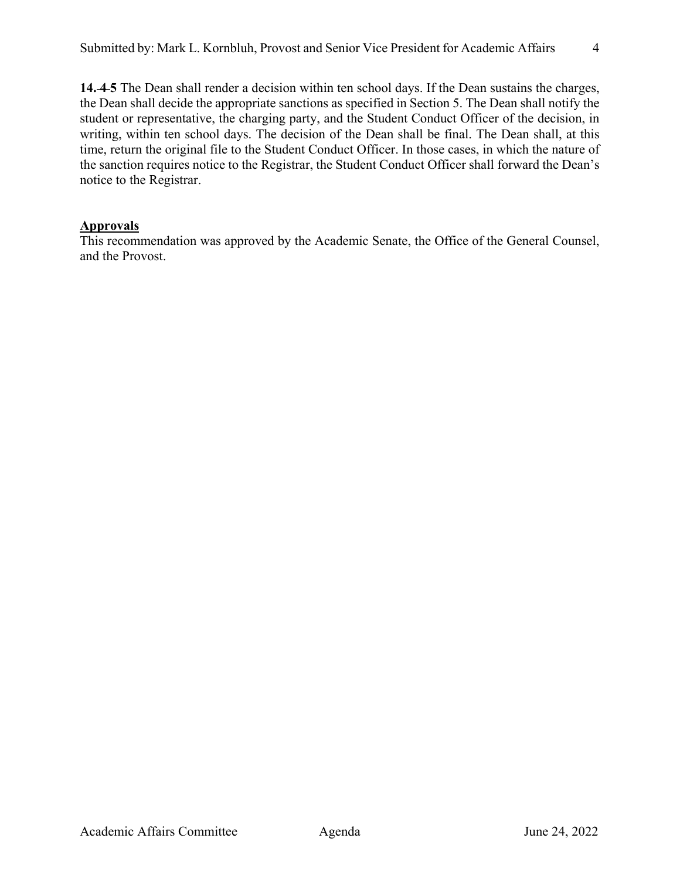**14.-4-5** The Dean shall render a decision within ten school days. If the Dean sustains the charges, the Dean shall decide the appropriate sanctions as specified in Section 5. The Dean shall notify the student or representative, the charging party, and the Student Conduct Officer of the decision, in writing, within ten school days. The decision of the Dean shall be final. The Dean shall, at this time, return the original file to the Student Conduct Officer. In those cases, in which the nature of the sanction requires notice to the Registrar, the Student Conduct Officer shall forward the Dean's notice to the Registrar.

**Approvals**

This recommendation was approved by the Academic Senate, the Office of the General Counsel, and the Provost.